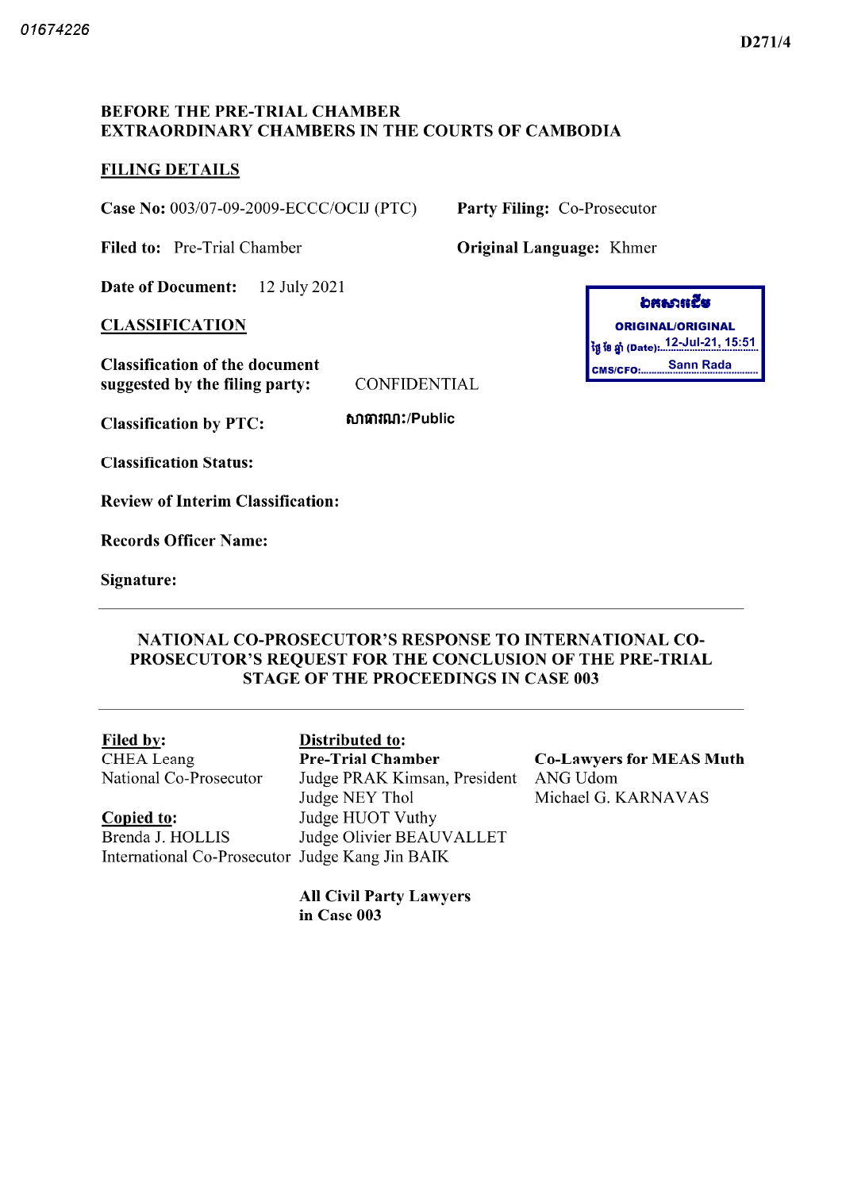01674226

D271/4

**BEFORE THE PRE-TRIAL CHAMBER**
**EXTRAORDINARY CHAMBERS IN THE COURTS OF CAMBODIA**

## FILING DETAILS

**Case No:** 003/07-09-2009-ECCC/OCIJ (PTC) **Party Filing:** Co-Prosecutor

**Filed to:** Pre-Trial Chamber **Original Language:** Khmer

**Date of Document:** 12 July 2021

ឯកសារដើម
ORIGINAL/ORIGINAL
ថ្ងៃ ខែ ឆ្នាំ (Date): 12-Jul-21, 15:51
CMS/CFO: Sann Rada

## CLASSIFICATION

**Classification of the document suggested by the filing party:** CONFIDENTIAL

**Classification by PTC:** សាធារណៈ/Public

**Classification Status:**

**Review of Interim Classification:**

**Records Officer Name:**

**Signature:**

---

## NATIONAL CO-PROSECUTOR'S RESPONSE TO INTERNATIONAL CO-PROSECUTOR'S REQUEST FOR THE CONCLUSION OF THE PRE-TRIAL STAGE OF THE PROCEEDINGS IN CASE 003

---

**Filed by:**
CHEA Leang
National Co-Prosecutor

**Copied to:**
Brenda J. HOLLIS
International Co-Prosecutor

**Distributed to:**
**Pre-Trial Chamber**
Judge PRAK Kimsan, President
Judge NEY Thol
Judge HUOT Vuthy
Judge Olivier BEAUVALLET
Judge Kang Jin BAIK

**All Civil Party Lawyers in Case 003**

**Co-Lawyers for MEAS Muth**
ANG Udom
Michael G. KARNAVAS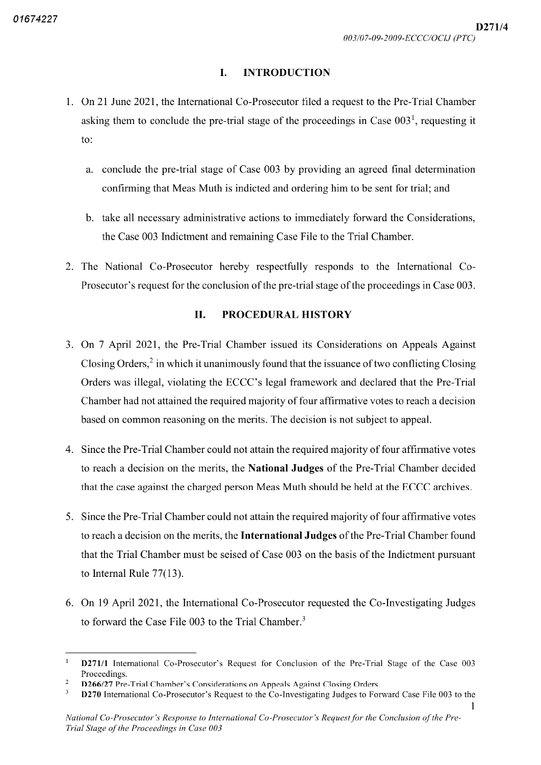## I. INTRODUCTION

1. On 21 June 2021, the International Co-Prosecutor filed a request to the Pre-Trial Chamber asking them to conclude the pre-trial stage of the proceedings in Case 003[1], requesting it to:

    a. conclude the pre-trial stage of Case 003 by providing an agreed final determination confirming that Meas Muth is indicted and ordering him to be sent for trial; and

    b. take all necessary administrative actions to immediately forward the Considerations, the Case 003 Indictment and remaining Case File to the Trial Chamber.

2. The National Co-Prosecutor hereby respectfully responds to the International Co-Prosecutor's request for the conclusion of the pre-trial stage of the proceedings in Case 003.

## II. PROCEDURAL HISTORY

3. On 7 April 2021, the Pre-Trial Chamber issued its Considerations on Appeals Against Closing Orders,[2] in which it unanimously found that the issuance of two conflicting Closing Orders was illegal, violating the ECCC's legal framework and declared that the Pre-Trial Chamber had not attained the required majority of four affirmative votes to reach a decision based on common reasoning on the merits. The decision is not subject to appeal.

4. Since the Pre-Trial Chamber could not attain the required majority of four affirmative votes to reach a decision on the merits, the **National Judges** of the Pre-Trial Chamber decided that the case against the charged person Meas Muth should be held at the ECCC archives.

5. Since the Pre-Trial Chamber could not attain the required majority of four affirmative votes to reach a decision on the merits, the **International Judges** of the Pre-Trial Chamber found that the Trial Chamber must be seised of Case 003 on the basis of the Indictment pursuant to Internal Rule 77(13).

6. On 19 April 2021, the International Co-Prosecutor requested the Co-Investigating Judges to forward the Case File 003 to the Trial Chamber.[3]

---

[1] **D271/1** International Co-Prosecutor's Request for Conclusion of the Pre-Trial Stage of the Case 003 Proceedings.

[2] **D266/27** Pre-Trial Chamber's Considerations on Appeals Against Closing Orders.

[3] **D270** International Co-Prosecutor's Request to the Co-Investigating Judges to Forward Case File 003 to the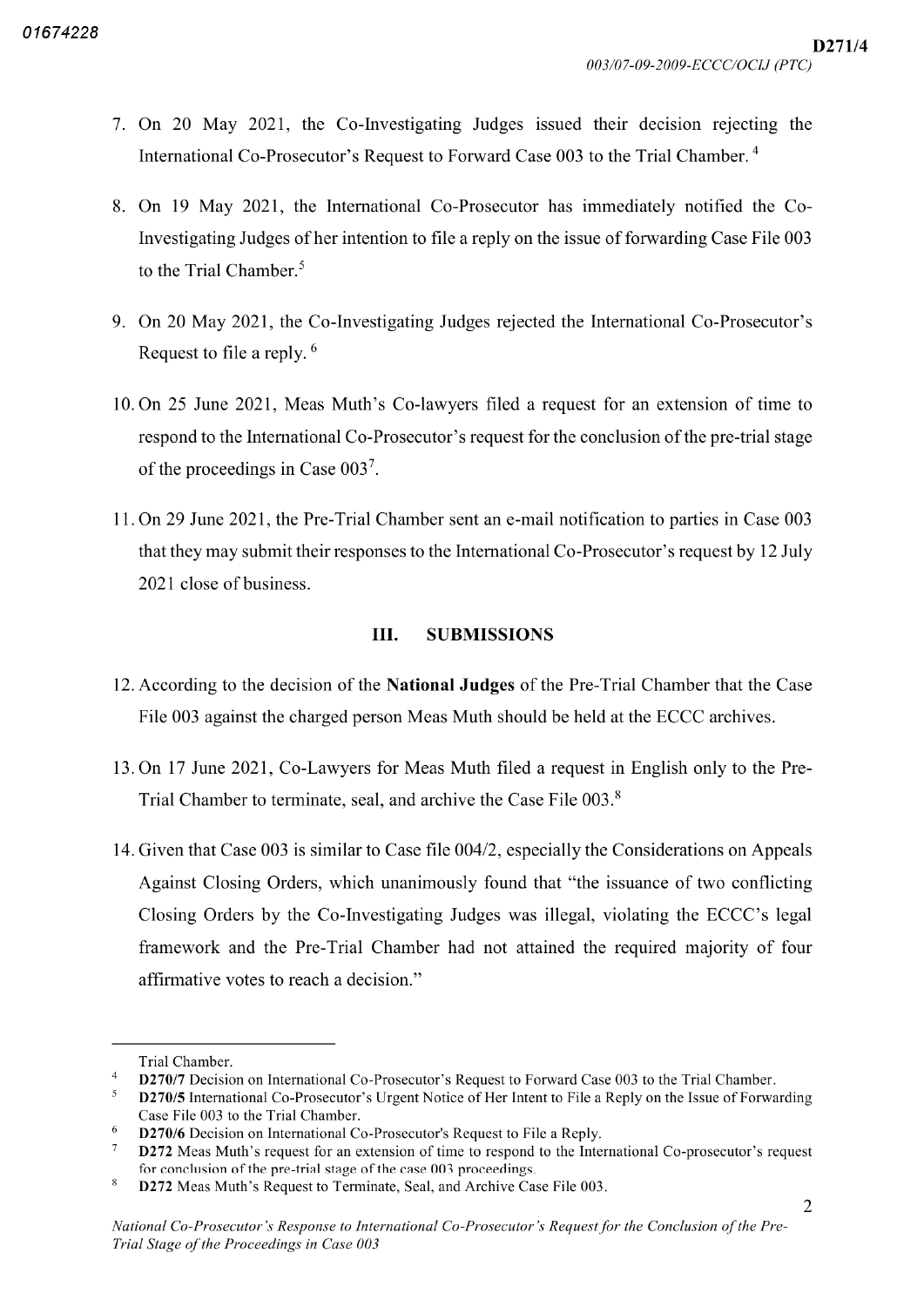7. On 20 May 2021, the Co-Investigating Judges issued their decision rejecting the International Co-Prosecutor's Request to Forward Case 003 to the Trial Chamber. [4]

8. On 19 May 2021, the International Co-Prosecutor has immediately notified the Co-Investigating Judges of her intention to file a reply on the issue of forwarding Case File 003 to the Trial Chamber.[5]

9. On 20 May 2021, the Co-Investigating Judges rejected the International Co-Prosecutor's Request to file a reply. [6]

10. On 25 June 2021, Meas Muth's Co-lawyers filed a request for an extension of time to respond to the International Co-Prosecutor's request for the conclusion of the pre-trial stage of the proceedings in Case 003[7].

11. On 29 June 2021, the Pre-Trial Chamber sent an e-mail notification to parties in Case 003 that they may submit their responses to the International Co-Prosecutor's request by 12 July 2021 close of business.

## III. SUBMISSIONS

12. According to the decision of the **National Judges** of the Pre-Trial Chamber that the Case File 003 against the charged person Meas Muth should be held at the ECCC archives.

13. On 17 June 2021, Co-Lawyers for Meas Muth filed a request in English only to the Pre-Trial Chamber to terminate, seal, and archive the Case File 003.[8]

14. Given that Case 003 is similar to Case file 004/2, especially the Considerations on Appeals Against Closing Orders, which unanimously found that "the issuance of two conflicting Closing Orders by the Co-Investigating Judges was illegal, violating the ECCC's legal framework and the Pre-Trial Chamber had not attained the required majority of four affirmative votes to reach a decision."

---

Trial Chamber.

[4] **D270/7** Decision on International Co-Prosecutor's Request to Forward Case 003 to the Trial Chamber.

[5] **D270/5** International Co-Prosecutor's Urgent Notice of Her Intent to File a Reply on the Issue of Forwarding Case File 003 to the Trial Chamber.

[6] **D270/6** Decision on International Co-Prosecutor's Request to File a Reply.

[7] **D272** Meas Muth's request for an extension of time to respond to the International Co-prosecutor's request for conclusion of the pre-trial stage of the case 003 proceedings.

[8] **D272** Meas Muth's Request to Terminate, Seal, and Archive Case File 003.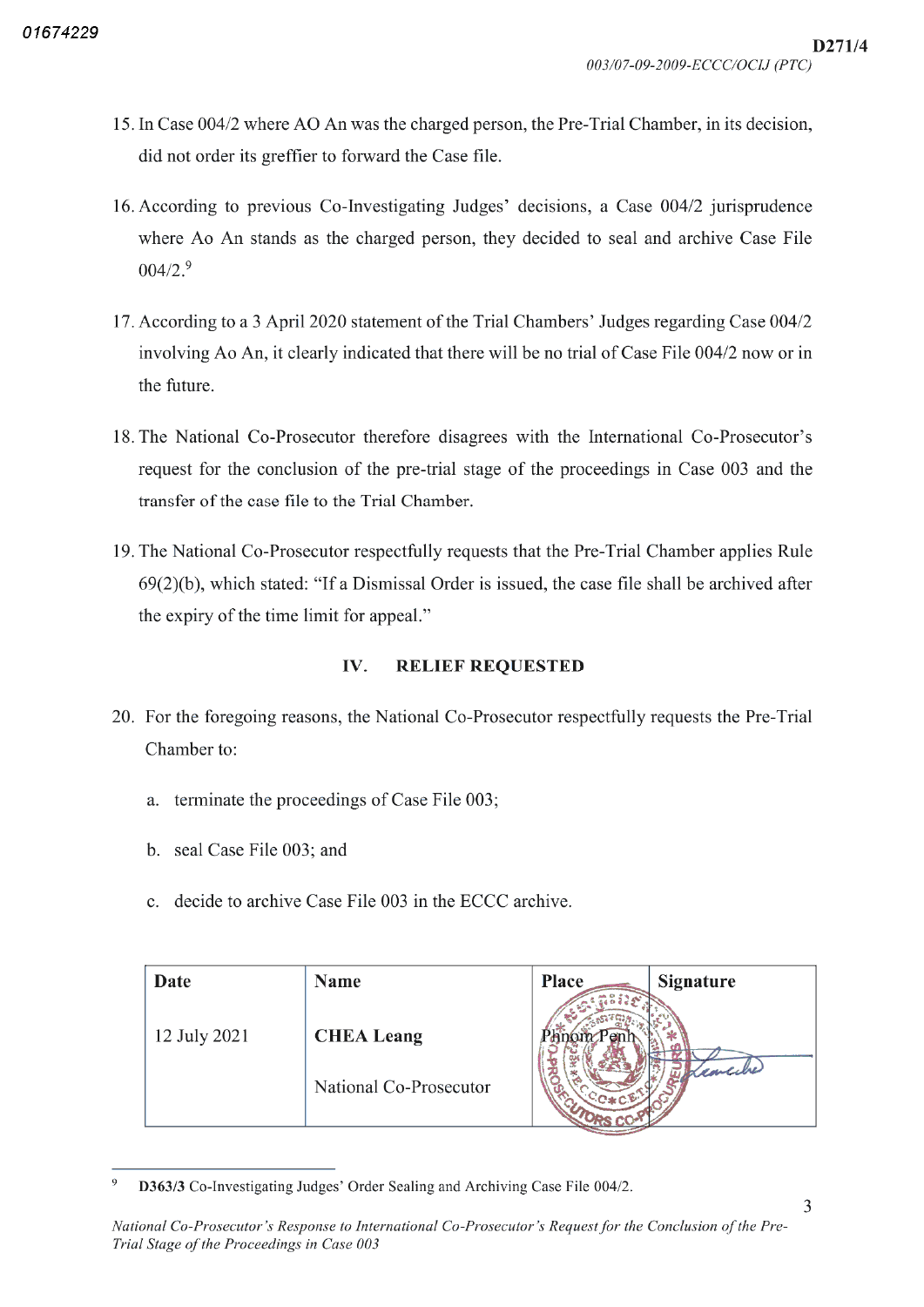15. In Case 004/2 where AO An was the charged person, the Pre-Trial Chamber, in its decision, did not order its greffier to forward the Case file.

16. According to previous Co-Investigating Judges' decisions, a Case 004/2 jurisprudence where Ao An stands as the charged person, they decided to seal and archive Case File 004/2.[9]

17. According to a 3 April 2020 statement of the Trial Chambers' Judges regarding Case 004/2 involving Ao An, it clearly indicated that there will be no trial of Case File 004/2 now or in the future.

18. The National Co-Prosecutor therefore disagrees with the International Co-Prosecutor's request for the conclusion of the pre-trial stage of the proceedings in Case 003 and the transfer of the case file to the Trial Chamber.

19. The National Co-Prosecutor respectfully requests that the Pre-Trial Chamber applies Rule 69(2)(b), which stated: "If a Dismissal Order is issued, the case file shall be archived after the expiry of the time limit for appeal."

## IV. RELIEF REQUESTED

20. For the foregoing reasons, the National Co-Prosecutor respectfully requests the Pre-Trial Chamber to:

    a. terminate the proceedings of Case File 003;

    b. seal Case File 003; and

    c. decide to archive Case File 003 in the ECCC archive.

| Date | Name | Place | Signature |
|---|---|---|---|
| 12 July 2021 | **CHEA Leang**<br><br>National Co-Prosecutor | Phnom Penh | |

[9] **D363/3** Co-Investigating Judges' Order Sealing and Archiving Case File 004/2.